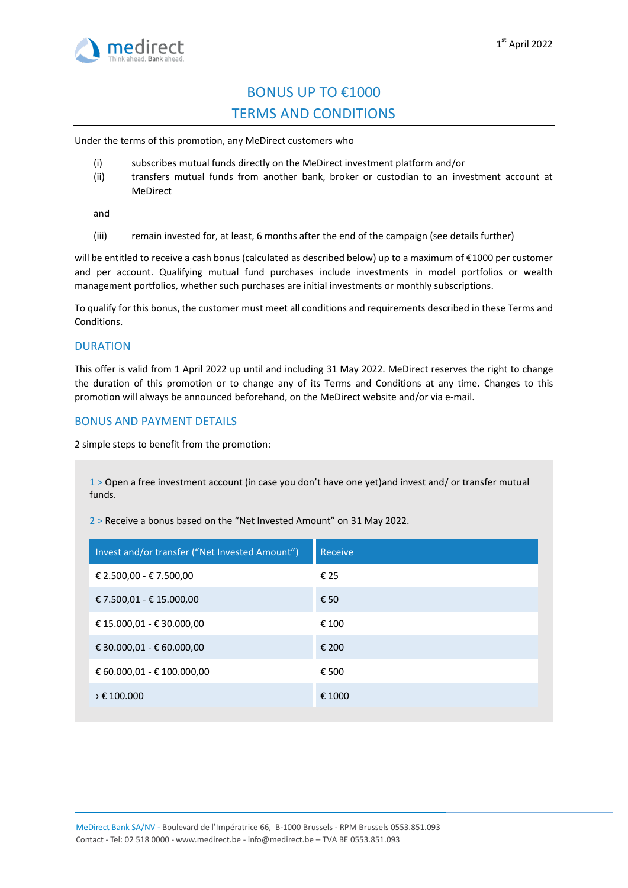1st April 2022

# BONUS UP TO €1000
# TERMS AND CONDITIONS

Under the terms of this promotion, any MeDirect customers who

(i) subscribes mutual funds directly on the MeDirect investment platform and/or
(ii) transfers mutual funds from another bank, broker or custodian to an investment account at MeDirect

and

(iii) remain invested for, at least, 6 months after the end of the campaign (see details further)

will be entitled to receive a cash bonus (calculated as described below) up to a maximum of €1000 per customer and per account. Qualifying mutual fund purchases include investments in model portfolios or wealth management portfolios, whether such purchases are initial investments or monthly subscriptions.

To qualify for this bonus, the customer must meet all conditions and requirements described in these Terms and Conditions.

## DURATION

This offer is valid from 1 April 2022 up until and including 31 May 2022. MeDirect reserves the right to change the duration of this promotion or to change any of its Terms and Conditions at any time. Changes to this promotion will always be announced beforehand, on the MeDirect website and/or via e-mail.

## BONUS AND PAYMENT DETAILS

2 simple steps to benefit from the promotion:

1 > Open a free investment account (in case you don't have one yet)and invest and/ or transfer mutual funds.

2 > Receive a bonus based on the "Net Invested Amount" on 31 May 2022.

| Invest and/or transfer ("Net Invested Amount") | Receive |
|---|---|
| € 2.500,00 - € 7.500,00 | € 25 |
| € 7.500,01 - € 15.000,00 | € 50 |
| € 15.000,01 - € 30.000,00 | € 100 |
| € 30.000,01 - € 60.000,00 | € 200 |
| € 60.000,01 - € 100.000,00 | € 500 |
| › € 100.000 | € 1000 |

MeDirect Bank SA/NV - Boulevard de l'Impératrice 66, B-1000 Brussels - RPM Brussels 0553.851.093
Contact - Tel: 02 518 0000 - www.medirect.be - info@medirect.be – TVA BE 0553.851.093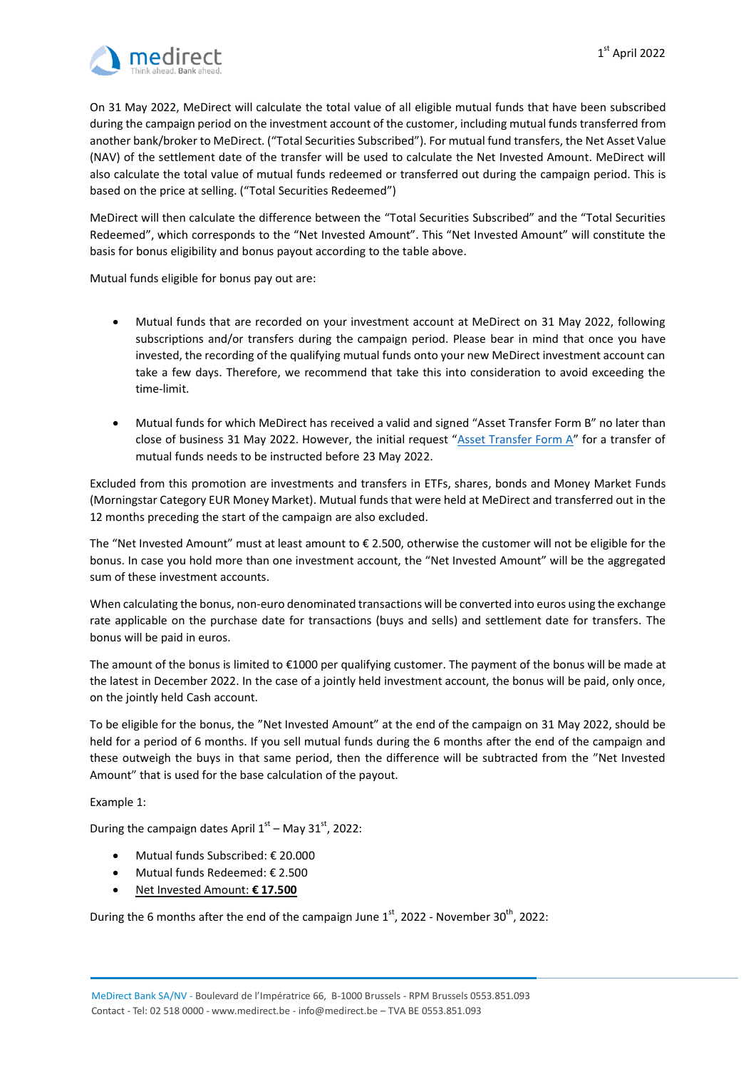On 31 May 2022, MeDirect will calculate the total value of all eligible mutual funds that have been subscribed during the campaign period on the investment account of the customer, including mutual funds transferred from another bank/broker to MeDirect. ("Total Securities Subscribed"). For mutual fund transfers, the Net Asset Value (NAV) of the settlement date of the transfer will be used to calculate the Net Invested Amount. MeDirect will also calculate the total value of mutual funds redeemed or transferred out during the campaign period. This is based on the price at selling. ("Total Securities Redeemed")

MeDirect will then calculate the difference between the "Total Securities Subscribed" and the "Total Securities Redeemed", which corresponds to the "Net Invested Amount". This "Net Invested Amount" will constitute the basis for bonus eligibility and bonus payout according to the table above.

Mutual funds eligible for bonus pay out are:

- Mutual funds that are recorded on your investment account at MeDirect on 31 May 2022, following subscriptions and/or transfers during the campaign period. Please bear in mind that once you have invested, the recording of the qualifying mutual funds onto your new MeDirect investment account can take a few days. Therefore, we recommend that take this into consideration to avoid exceeding the time-limit.

- Mutual funds for which MeDirect has received a valid and signed "Asset Transfer Form B" no later than close of business 31 May 2022. However, the initial request "Asset Transfer Form A" for a transfer of mutual funds needs to be instructed before 23 May 2022.

Excluded from this promotion are investments and transfers in ETFs, shares, bonds and Money Market Funds (Morningstar Category EUR Money Market). Mutual funds that were held at MeDirect and transferred out in the 12 months preceding the start of the campaign are also excluded.

The "Net Invested Amount" must at least amount to € 2.500, otherwise the customer will not be eligible for the bonus. In case you hold more than one investment account, the "Net Invested Amount" will be the aggregated sum of these investment accounts.

When calculating the bonus, non-euro denominated transactions will be converted into euros using the exchange rate applicable on the purchase date for transactions (buys and sells) and settlement date for transfers. The bonus will be paid in euros.

The amount of the bonus is limited to €1000 per qualifying customer. The payment of the bonus will be made at the latest in December 2022. In the case of a jointly held investment account, the bonus will be paid, only once, on the jointly held Cash account.

To be eligible for the bonus, the "Net Invested Amount" at the end of the campaign on 31 May 2022, should be held for a period of 6 months. If you sell mutual funds during the 6 months after the end of the campaign and these outweigh the buys in that same period, then the difference will be subtracted from the "Net Invested Amount" that is used for the base calculation of the payout.

Example 1:

During the campaign dates April 1st – May 31st, 2022:

- Mutual funds Subscribed: € 20.000
- Mutual funds Redeemed: € 2.500
- Net Invested Amount: **€ 17.500**

During the 6 months after the end of the campaign June 1st, 2022 - November 30th, 2022: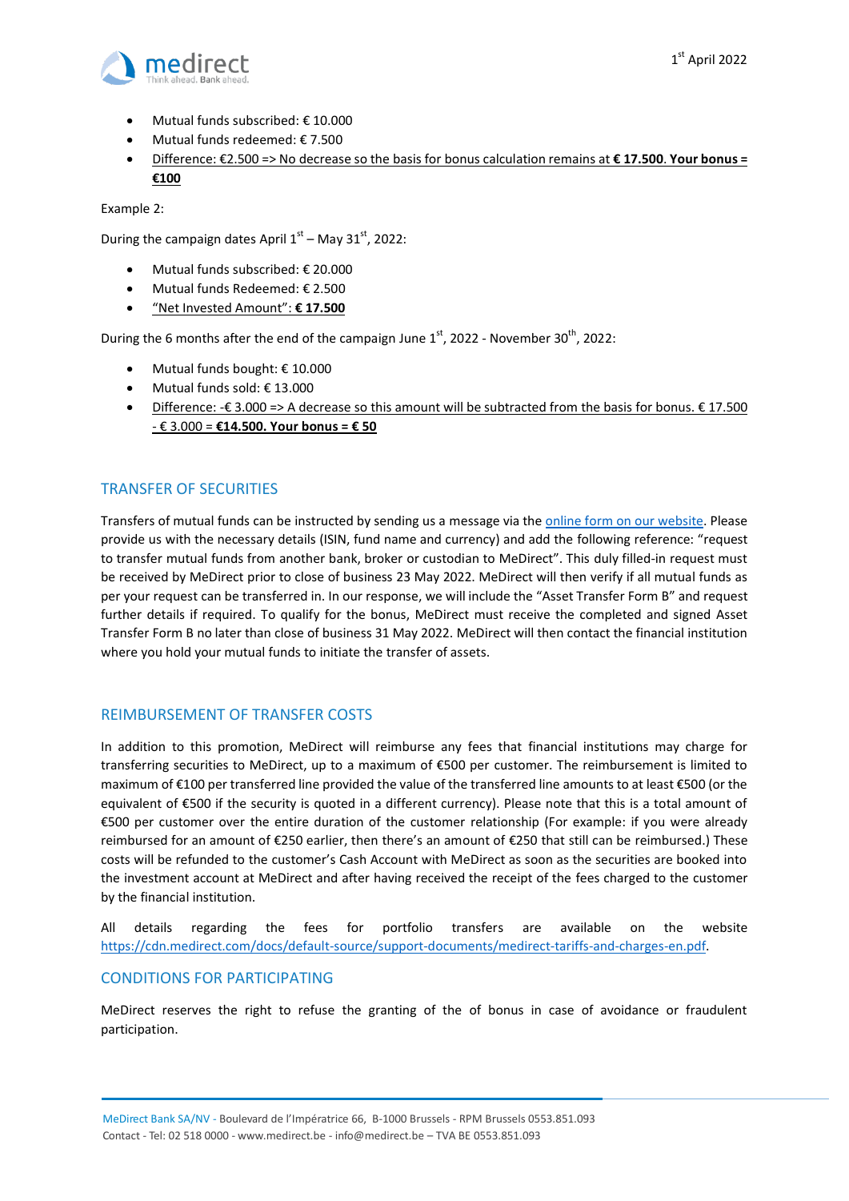- Mutual funds subscribed: € 10.000
- Mutual funds redeemed: € 7.500
- Difference: €2.500 => No decrease so the basis for bonus calculation remains at **€ 17.500**. **Your bonus = €100**

Example 2:

During the campaign dates April 1st – May 31st, 2022:

- Mutual funds subscribed: € 20.000
- Mutual funds Redeemed: € 2.500
- "Net Invested Amount": **€ 17.500**

During the 6 months after the end of the campaign June 1st, 2022 - November 30th, 2022:

- Mutual funds bought: € 10.000
- Mutual funds sold: € 13.000
- Difference: -€ 3.000 => A decrease so this amount will be subtracted from the basis for bonus. € 17.500 - € 3.000 = **€14.500. Your bonus = € 50**

## TRANSFER OF SECURITIES

Transfers of mutual funds can be instructed by sending us a message via the online form on our website. Please provide us with the necessary details (ISIN, fund name and currency) and add the following reference: "request to transfer mutual funds from another bank, broker or custodian to MeDirect". This duly filled-in request must be received by MeDirect prior to close of business 23 May 2022. MeDirect will then verify if all mutual funds as per your request can be transferred in. In our response, we will include the "Asset Transfer Form B" and request further details if required. To qualify for the bonus, MeDirect must receive the completed and signed Asset Transfer Form B no later than close of business 31 May 2022. MeDirect will then contact the financial institution where you hold your mutual funds to initiate the transfer of assets.

## REIMBURSEMENT OF TRANSFER COSTS

In addition to this promotion, MeDirect will reimburse any fees that financial institutions may charge for transferring securities to MeDirect, up to a maximum of €500 per customer. The reimbursement is limited to maximum of €100 per transferred line provided the value of the transferred line amounts to at least €500 (or the equivalent of €500 if the security is quoted in a different currency). Please note that this is a total amount of €500 per customer over the entire duration of the customer relationship (For example: if you were already reimbursed for an amount of €250 earlier, then there's an amount of €250 that still can be reimbursed.) These costs will be refunded to the customer's Cash Account with MeDirect as soon as the securities are booked into the investment account at MeDirect and after having received the receipt of the fees charged to the customer by the financial institution.

All details regarding the fees for portfolio transfers are available on the website https://cdn.medirect.com/docs/default-source/support-documents/medirect-tariffs-and-charges-en.pdf.

## CONDITIONS FOR PARTICIPATING

MeDirect reserves the right to refuse the granting of the of bonus in case of avoidance or fraudulent participation.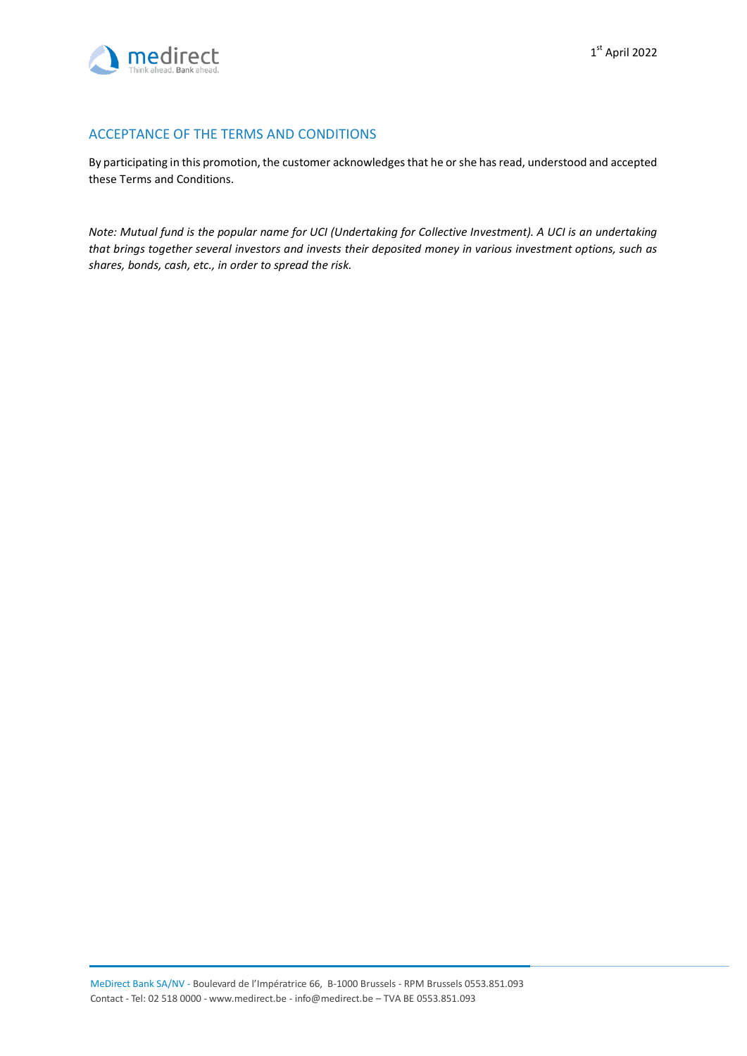## ACCEPTANCE OF THE TERMS AND CONDITIONS

By participating in this promotion, the customer acknowledges that he or she has read, understood and accepted these Terms and Conditions.

*Note: Mutual fund is the popular name for UCI (Undertaking for Collective Investment). A UCI is an undertaking that brings together several investors and invests their deposited money in various investment options, such as shares, bonds, cash, etc., in order to spread the risk.*